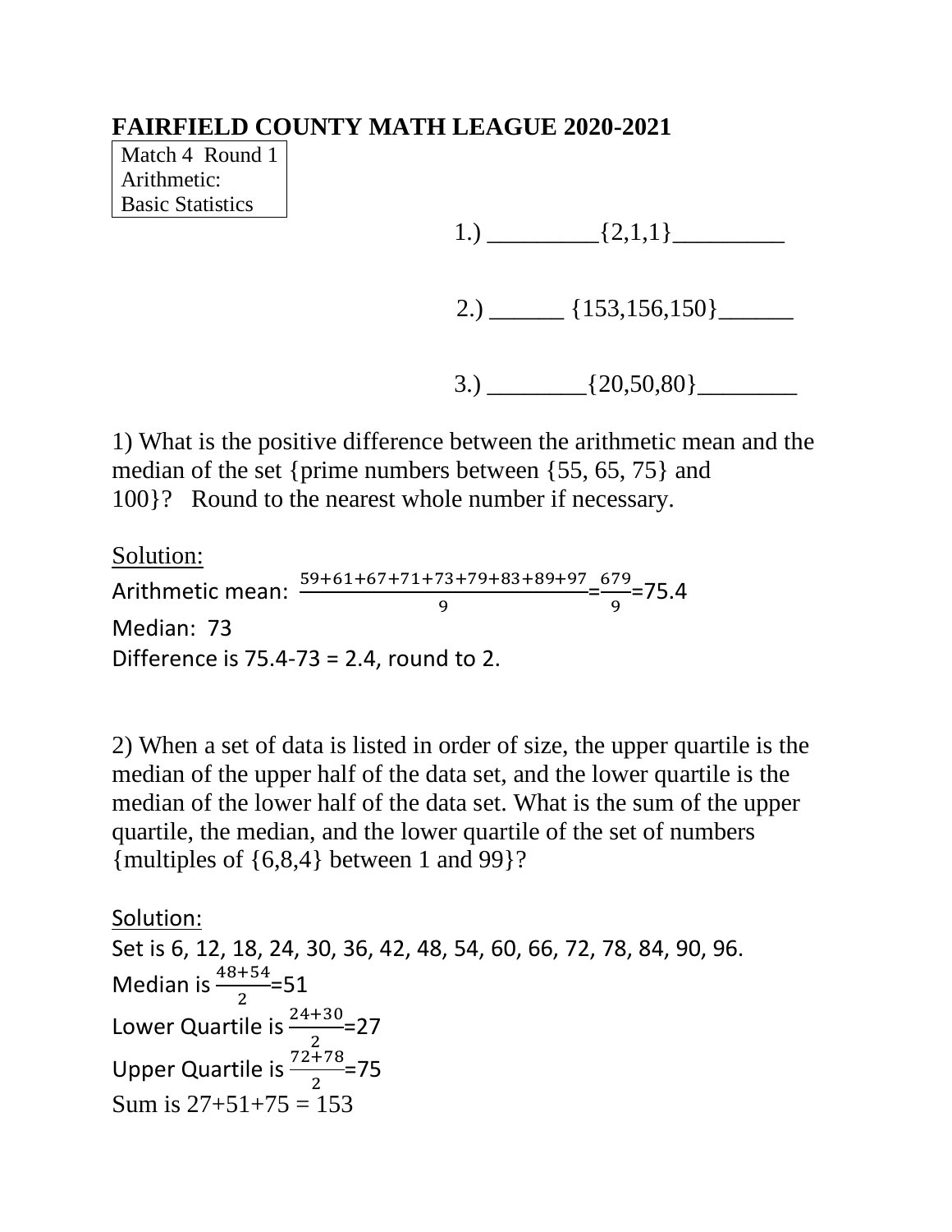# FAIRFIELD COUNTY MATH LEAGUE 2020-2021

Match 4 Round 1
Arithmetic:
Basic Statistics

1.) _________{2,1,1}_________

2.) ______ {153,156,150}______

3.) ________{20,50,80}________

1) What is the positive difference between the arithmetic mean and the median of the set {prime numbers between {55, 65, 75} and 100}? Round to the nearest whole number if necessary.

Solution:

Arithmetic mean: $\frac{59+61+67+71+73+79+83+89+97}{9}=\frac{679}{9}=75.4$

Median: 73

Difference is 75.4-73 = 2.4, round to 2.

2) When a set of data is listed in order of size, the upper quartile is the median of the upper half of the data set, and the lower quartile is the median of the lower half of the data set. What is the sum of the upper quartile, the median, and the lower quartile of the set of numbers {multiples of {6,8,4} between 1 and 99}?

Solution:

Set is 6, 12, 18, 24, 30, 36, 42, 48, 54, 60, 66, 72, 78, 84, 90, 96.

Median is $\frac{48+54}{2}=51$

Lower Quartile is $\frac{24+30}{2}=27$

Upper Quartile is $\frac{72+78}{2}=75$

Sum is 27+51+75 = 153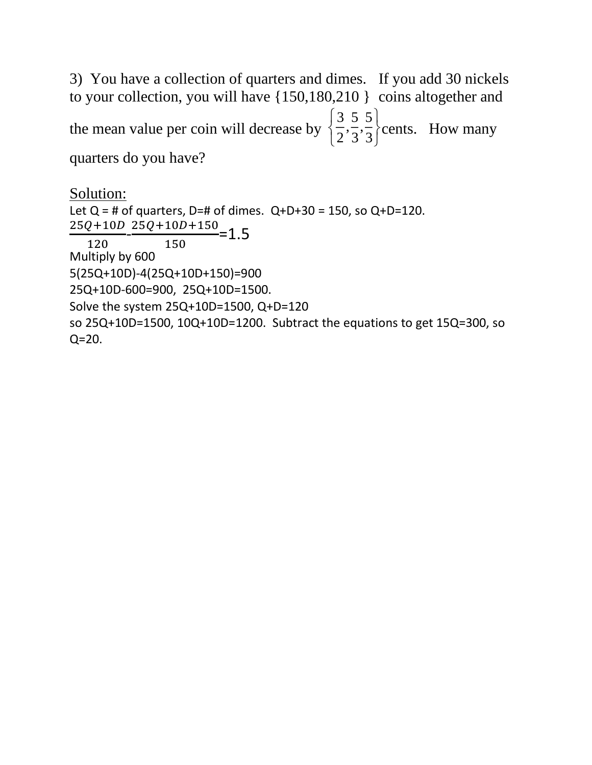3) You have a collection of quarters and dimes. If you add 30 nickels to your collection, you will have {150,180,210 } coins altogether and the mean value per coin will decrease by $\left\{\frac{3}{2}, \frac{5}{3}, \frac{5}{3}\right\}$ cents. How many quarters do you have?

Solution:

Let Q = # of quarters, D=# of dimes. Q+D+30 = 150, so Q+D=120.

$$\frac{25Q+10D}{120} - \frac{25Q+10D+150}{150} = 1.5$$

Multiply by 600

5(25Q+10D)-4(25Q+10D+150)=900

25Q+10D-600=900, 25Q+10D=1500.

Solve the system 25Q+10D=1500, Q+D=120

so 25Q+10D=1500, 10Q+10D=1200. Subtract the equations to get 15Q=300, so Q=20.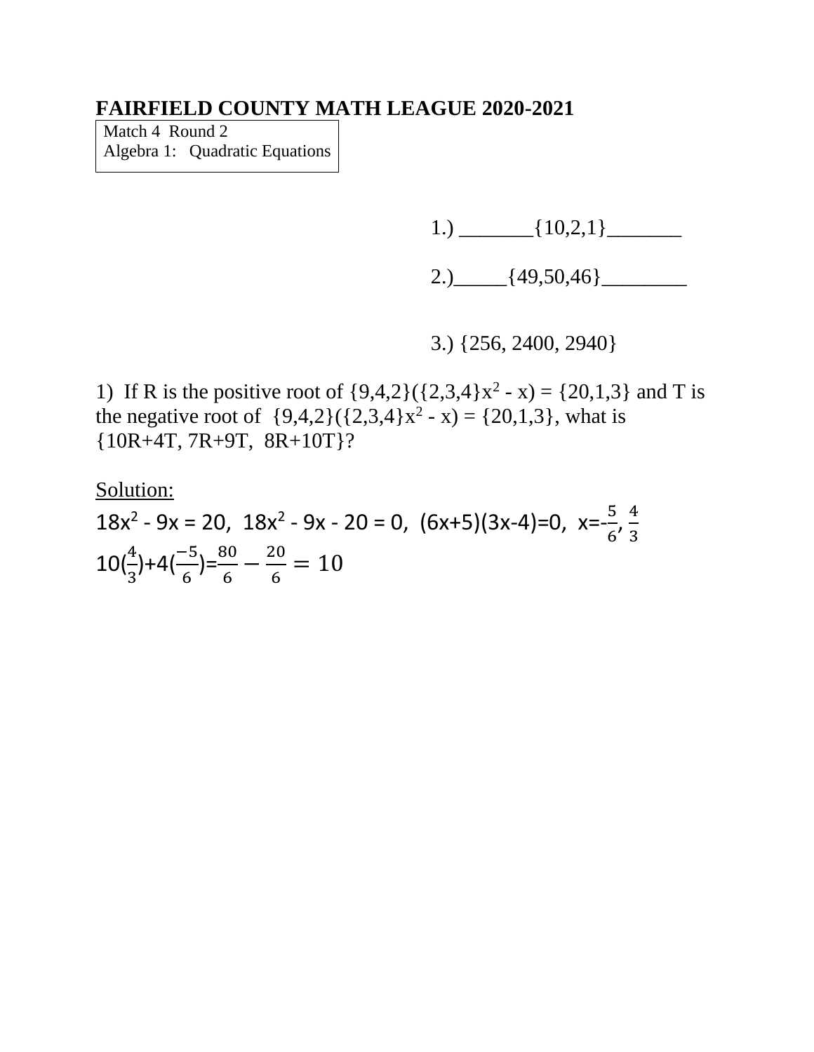# FAIRFIELD COUNTY MATH LEAGUE 2020-2021

Match 4 Round 2
Algebra 1: Quadratic Equations

1.) _______{10,2,1}_______

2.)_____{49,50,46}________

3.) {256, 2400, 2940}

1) If R is the positive root of {9,4,2}({2,3,4}$x^2$ - x) = {20,1,3} and T is the negative root of {9,4,2}({2,3,4}$x^2$ - x) = {20,1,3}, what is {10R+4T, 7R+9T, 8R+10T}?

<u>Solution:</u>

$18x^2 - 9x = 20$, $18x^2 - 9x - 20 = 0$, $(6x+5)(3x-4)=0$, $x=-\frac{5}{6}, \frac{4}{3}$

$10(\frac{4}{3})+4(\frac{-5}{6})=\frac{80}{6}-\frac{20}{6}=10$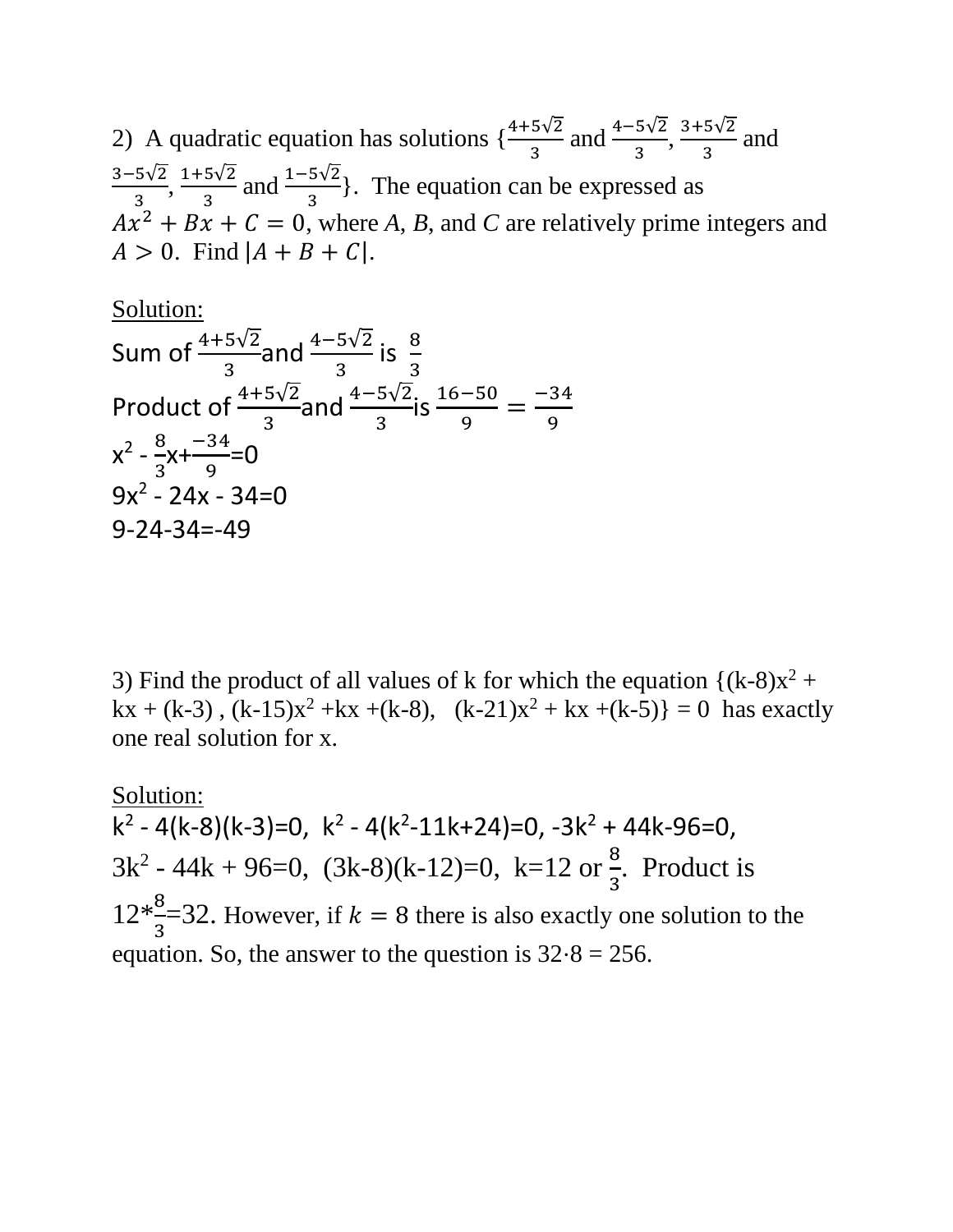2) A quadratic equation has solutions {$\frac{4+5\sqrt{2}}{3}$ and $\frac{4-5\sqrt{2}}{3}$, $\frac{3+5\sqrt{2}}{3}$ and $\frac{3-5\sqrt{2}}{3}$, $\frac{1+5\sqrt{2}}{3}$ and $\frac{1-5\sqrt{2}}{3}$}. The equation can be expressed as $Ax^2 + Bx + C = 0$, where $A$, $B$, and $C$ are relatively prime integers and $A > 0$. Find $|A + B + C|$.

<u>Solution:</u>

Sum of $\frac{4+5\sqrt{2}}{3}$and $\frac{4-5\sqrt{2}}{3}$ is $\frac{8}{3}$

Product of $\frac{4+5\sqrt{2}}{3}$and $\frac{4-5\sqrt{2}}{3}$is $\frac{16-50}{9} = \frac{-34}{9}$

$x^2 - \frac{8}{3}x + \frac{-34}{9} = 0$

$9x^2 - 24x - 34 = 0$

9-24-34=-49

3) Find the product of all values of k for which the equation {$(k-8)x^2 + kx + (k-3)$ , $(k-15)x^2 + kx + (k-8)$, $(k-21)x^2 + kx + (k-5)$} = 0 has exactly one real solution for x.

<u>Solution:</u>

$k^2 - 4(k-8)(k-3)=0$, $k^2 - 4(k^2-11k+24)=0$, $-3k^2 + 44k-96=0$, $3k^2 - 44k + 96=0$, $(3k-8)(k-12)=0$, $k=12$ or $\frac{8}{3}$. Product is $12*\frac{8}{3}=32$. However, if $k = 8$ there is also exactly one solution to the equation. So, the answer to the question is $32 \cdot 8 = 256$.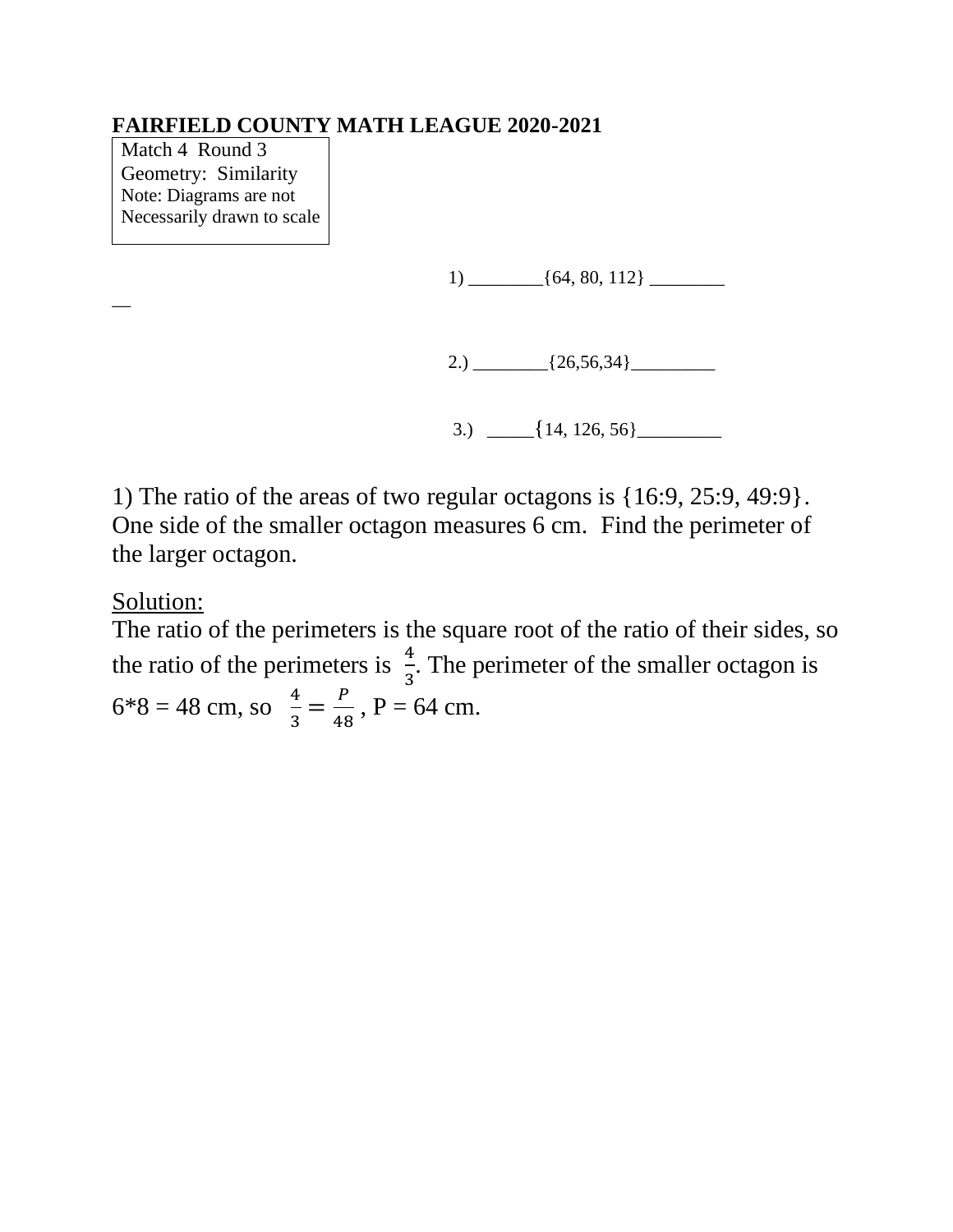**FAIRFIELD COUNTY MATH LEAGUE 2020-2021**

Match 4 Round 3
Geometry: Similarity
Note: Diagrams are not
Necessarily drawn to scale

1) ________{64, 80, 112} ________

__

2.) ________{26,56,34}_________

3.) _____{14, 126, 56}_________

1) The ratio of the areas of two regular octagons is {16:9, 25:9, 49:9}. One side of the smaller octagon measures 6 cm. Find the perimeter of the larger octagon.

Solution:
The ratio of the perimeters is the square root of the ratio of their sides, so the ratio of the perimeters is $\frac{4}{3}$. The perimeter of the smaller octagon is 6*8 = 48 cm, so $\frac{4}{3} = \frac{P}{48}$, P = 64 cm.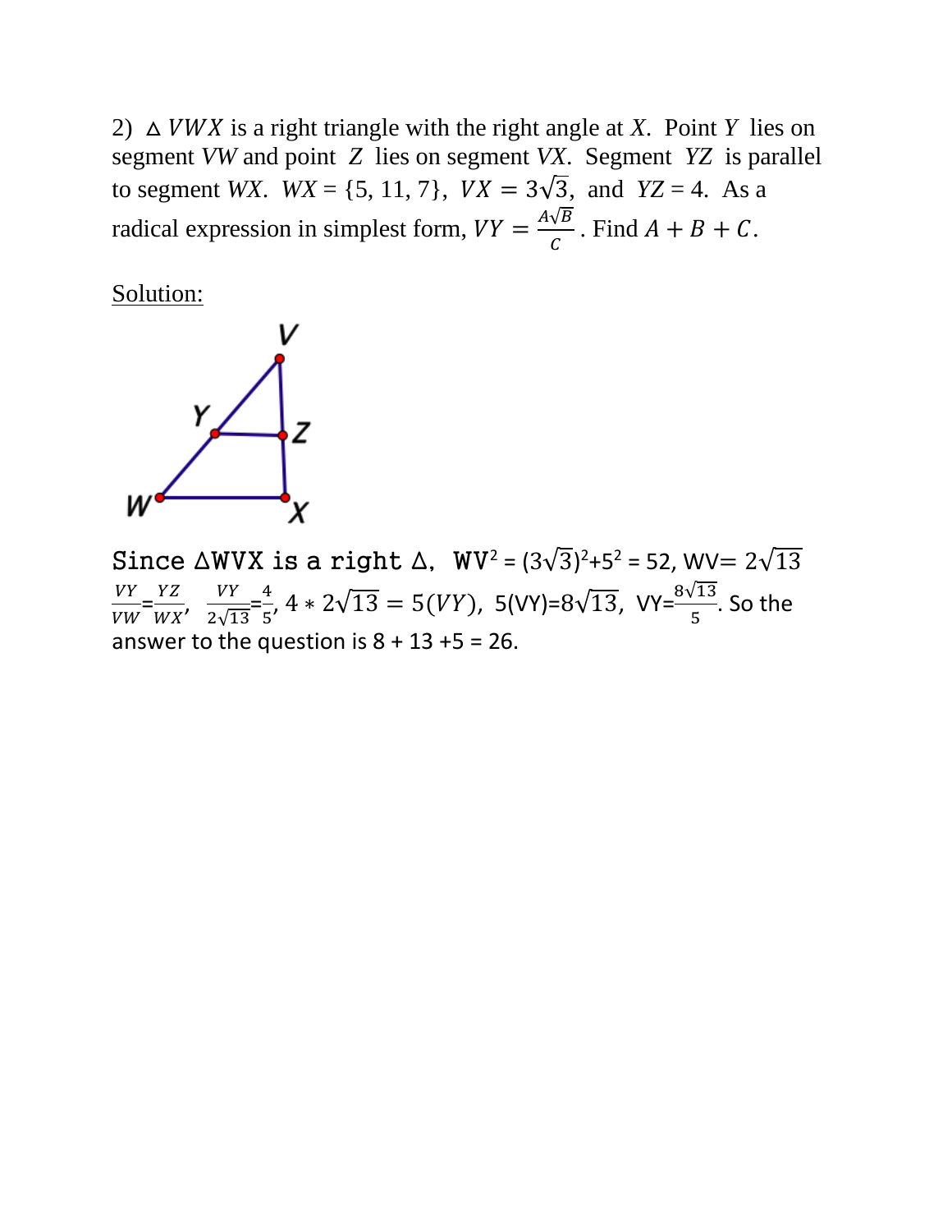2) $\triangle VWX$ is a right triangle with the right angle at $X$. Point $Y$ lies on segment $VW$ and point $Z$ lies on segment $VX$. Segment $YZ$ is parallel to segment $WX$. $WX$ = {5, 11, 7}, $VX = 3\sqrt{3}$, and $YZ$ = 4. As a radical expression in simplest form, $VY = \frac{A\sqrt{B}}{C}$. Find $A + B + C$.

Solution:

Since $\triangle WVX$ is a right $\triangle$, $WV^2 = (3\sqrt{3})^2 + 5^2 = 52$, $WV = 2\sqrt{13}$

$\frac{VY}{VW} = \frac{YZ}{WX}$, $\frac{VY}{2\sqrt{13}} = \frac{4}{5}$, $4 * 2\sqrt{13} = 5(VY)$, $5(VY) = 8\sqrt{13}$, $VY = \frac{8\sqrt{13}}{5}$. So the answer to the question is 8 + 13 + 5 = 26.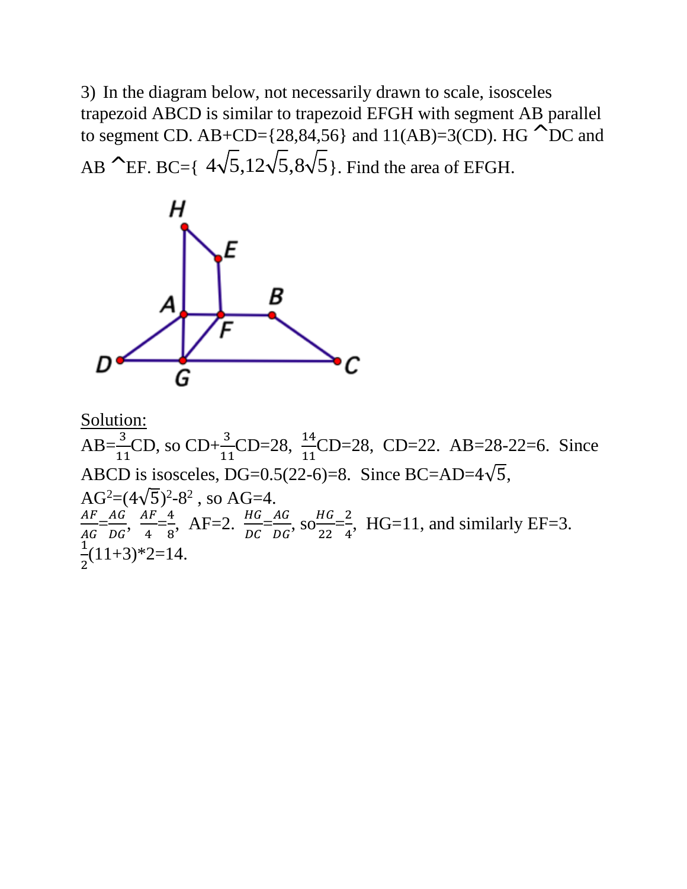3) In the diagram below, not necessarily drawn to scale, isosceles trapezoid ABCD is similar to trapezoid EFGH with segment AB parallel to segment CD. AB+CD={28,84,56} and 11(AB)=3(CD). HG ^DC and AB ^EF. BC={ $4\sqrt{5}$,$12\sqrt{5}$,$8\sqrt{5}$}. Find the area of EFGH.

Solution:

AB=$\frac{3}{11}$CD, so CD+$\frac{3}{11}$CD=28, $\frac{14}{11}$CD=28, CD=22. AB=28-22=6. Since ABCD is isosceles, DG=0.5(22-6)=8. Since BC=AD=$4\sqrt{5}$, AG$^2$=$(4\sqrt{5})^2$-$8^2$ , so AG=4.

$\frac{AF}{AG}=\frac{AG}{DG}$, $\frac{AF}{4}=\frac{4}{8}$, AF=2. $\frac{HG}{DC}=\frac{AG}{DG}$, so $\frac{HG}{22}=\frac{2}{4}$, HG=11, and similarly EF=3.

$\frac{1}{2}$(11+3)*2=14.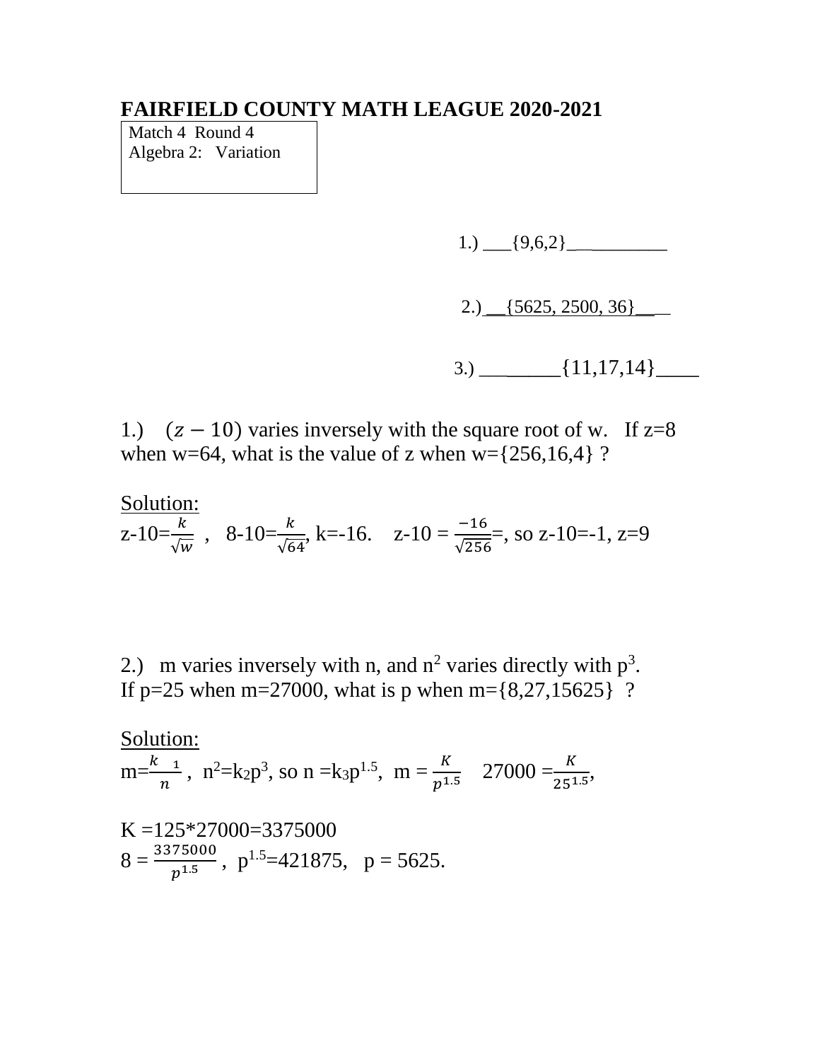# FAIRFIELD COUNTY MATH LEAGUE 2020-2021

Match 4 Round 4
Algebra 2: Variation

1.) \_\_\_{9,6,2}\_\_\_\_\_\_\_\_\_\_\_

2.) \_\_{5625, 2500, 36}\_\_\_

3.) \_\_\_\_\_\_\_\_{11,17,14}\_\_\_\_

1.) $(z-10)$ varies inversely with the square root of w. If z=8 when w=64, what is the value of z when w={256,16,4} ?

Solution:

$z-10=\frac{k}{\sqrt{w}}$ , $8-10=\frac{k}{\sqrt{64}}$, k=-16. $z-10 = \frac{-16}{\sqrt{256}}$=, so z-10=-1, z=9

2.) m varies inversely with n, and $n^2$ varies directly with $p^3$. If p=25 when m=27000, what is p when m={8,27,15625} ?

Solution:

$m=\frac{k_1}{n}$ , $n^2=k_2p^3$, so $n=k_3p^{1.5}$, $m=\frac{K}{p^{1.5}}$ $27000=\frac{K}{25^{1.5}}$,

K =125*27000=3375000

$8=\frac{3375000}{p^{1.5}}$ , $p^{1.5}$=421875, p = 5625.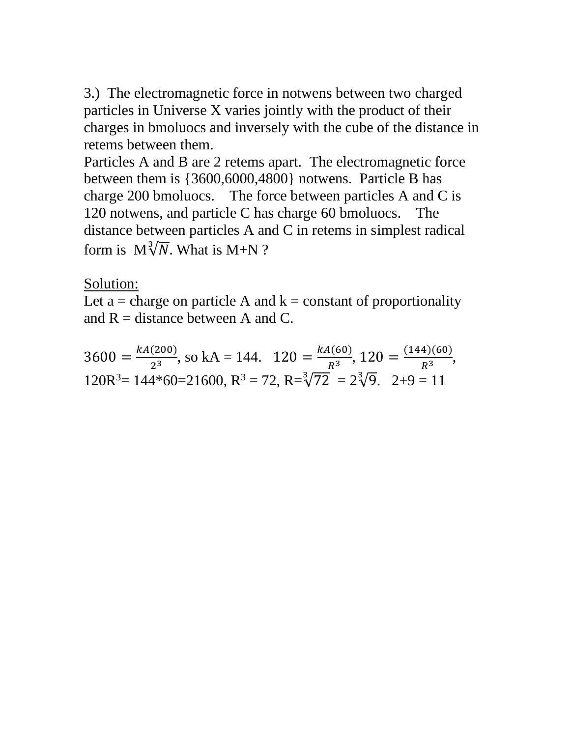3.) The electromagnetic force in notwens between two charged particles in Universe X varies jointly with the product of their charges in bmoluocs and inversely with the cube of the distance in retems between them.
Particles A and B are 2 retems apart. The electromagnetic force between them is {3600,6000,4800} notwens. Particle B has charge 200 bmoluocs. The force between particles A and C is 120 notwens, and particle C has charge 60 bmoluocs. The distance between particles A and C in retems in simplest radical form is $M\sqrt[3]{N}$. What is M+N ?

<u>Solution:</u>
Let a = charge on particle A and k = constant of proportionality and R = distance between A and C.

$3600 = \frac{kA(200)}{2^3}$, so kA = 144. $120 = \frac{kA(60)}{R^3}$, $120 = \frac{(144)(60)}{R^3}$, $120R^3$= 144*60=21600, $R^3 = 72$, $R=\sqrt[3]{72} = 2\sqrt[3]{9}$. 2+9 = 11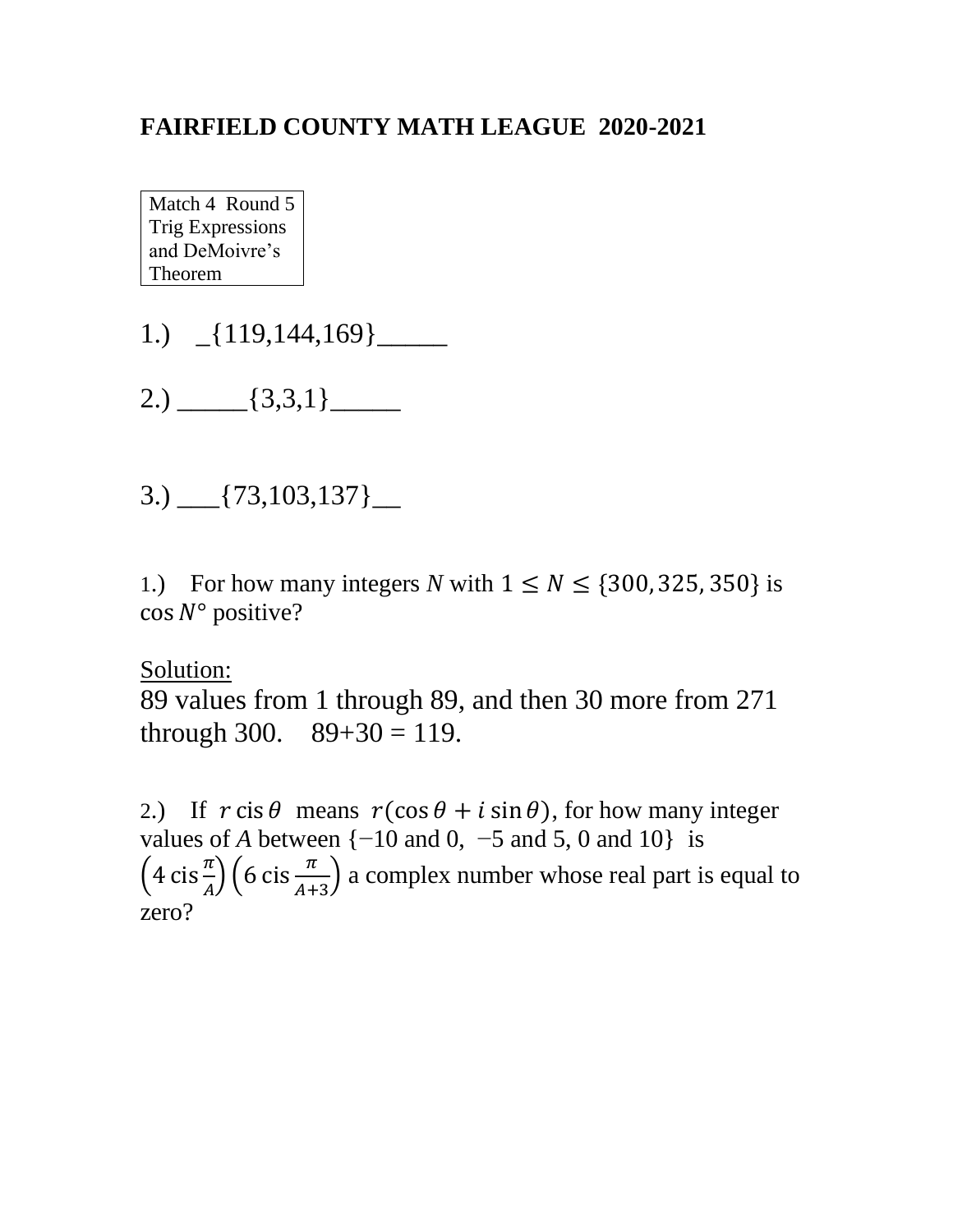## FAIRFIELD COUNTY MATH LEAGUE 2020-2021

Match 4 Round 5
Trig Expressions and DeMoivre's Theorem

1.) _{119,144,169}_____

2.) _____{3,3,1}_____

3.) ___{73,103,137}__

1.) For how many integers $N$ with $1 \leq N \leq \{300, 325, 350\}$ is $\cos N°$ positive?

Solution:
89 values from 1 through 89, and then 30 more from 271 through 300. 89+30 = 119.

2.) If $r \operatorname{cis} \theta$ means $r(\cos \theta + i \sin \theta)$, for how many integer values of $A$ between {−10 and 0, −5 and 5, 0 and 10} is $\left(4 \operatorname{cis} \frac{\pi}{A}\right)\left(6 \operatorname{cis} \frac{\pi}{A+3}\right)$ a complex number whose real part is equal to zero?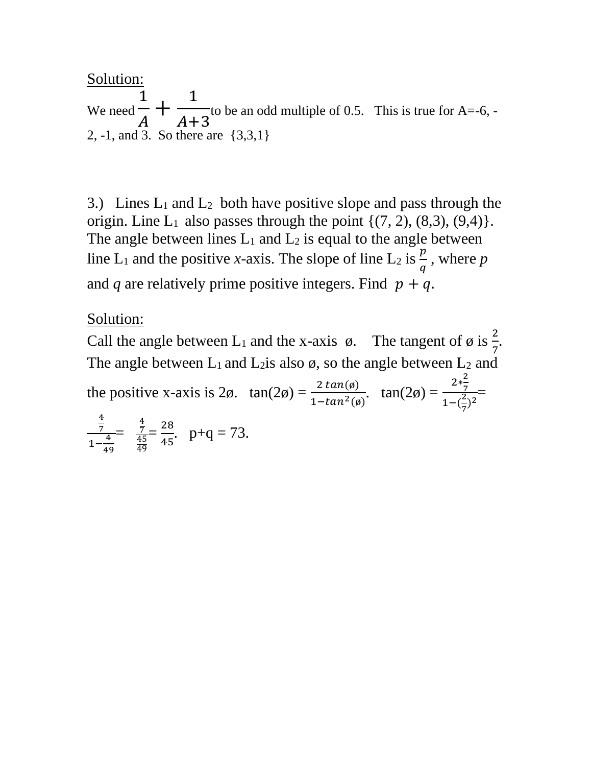Solution:

We need $\frac{1}{A} + \frac{1}{A+3}$ to be an odd multiple of 0.5. This is true for A=-6, -2, -1, and 3. So there are {3,3,1}

3.) Lines $L_1$ and $L_2$ both have positive slope and pass through the origin. Line $L_1$ also passes through the point {(7, 2), (8,3), (9,4)}. The angle between lines $L_1$ and $L_2$ is equal to the angle between line $L_1$ and the positive *x*-axis. The slope of line $L_2$ is $\frac{p}{q}$, where *p* and *q* are relatively prime positive integers. Find $p + q$.

Solution:

Call the angle between $L_1$ and the x-axis ø. The tangent of ø is $\frac{2}{7}$. The angle between $L_1$ and $L_2$ is also ø, so the angle between $L_2$ and the positive x-axis is 2ø. $\tan(2ø) = \frac{2\tan(ø)}{1-\tan^2(ø)}$. $\tan(2ø) = \frac{2*\frac{2}{7}}{1-(\frac{2}{7})^2} = \frac{\frac{4}{7}}{1-\frac{4}{49}} = \frac{\frac{4}{7}}{\frac{45}{49}} = \frac{28}{45}$. p+q = 73.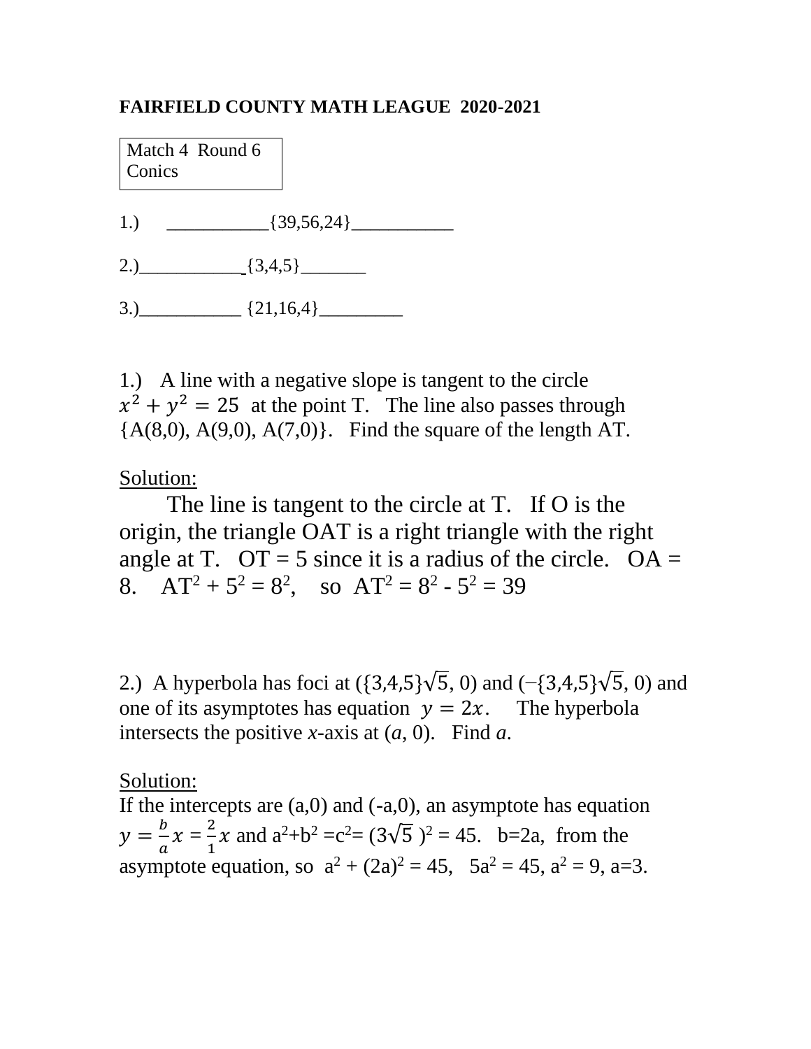**FAIRFIELD COUNTY MATH LEAGUE 2020-2021**

Match 4 Round 6
Conics

1.) \_\_\_\_\_\_\_\_\_\_\_{39,56,24}\_\_\_\_\_\_\_\_\_\_\_

2.)\_\_\_\_\_\_\_\_\_\_\_ {3,4,5}\_\_\_\_\_\_\_

3.)\_\_\_\_\_\_\_\_\_\_\_ {21,16,4}\_\_\_\_\_\_\_\_\_

1.) A line with a negative slope is tangent to the circle $x^2 + y^2 = 25$ at the point T. The line also passes through {A(8,0), A(9,0), A(7,0)}. Find the square of the length AT.

Solution:

The line is tangent to the circle at T. If O is the origin, the triangle OAT is a right triangle with the right angle at T. OT = 5 since it is a radius of the circle. OA = 8. $AT^2 + 5^2 = 8^2$, so $AT^2 = 8^2 - 5^2 = 39$

2.) A hyperbola has foci at ({3,4,5}$\sqrt{5}$, 0) and (−{3,4,5}$\sqrt{5}$, 0) and one of its asymptotes has equation $y = 2x$. The hyperbola intersects the positive *x*-axis at ($a$, 0). Find $a$.

Solution:
If the intercepts are (a,0) and (-a,0), an asymptote has equation $y = \frac{b}{a}x = \frac{2}{1}x$ and $a^2+b^2 = c^2 = (3\sqrt{5})^2 = 45$. b=2a, from the asymptote equation, so $a^2 + (2a)^2 = 45$, $5a^2 = 45$, $a^2 = 9$, a=3.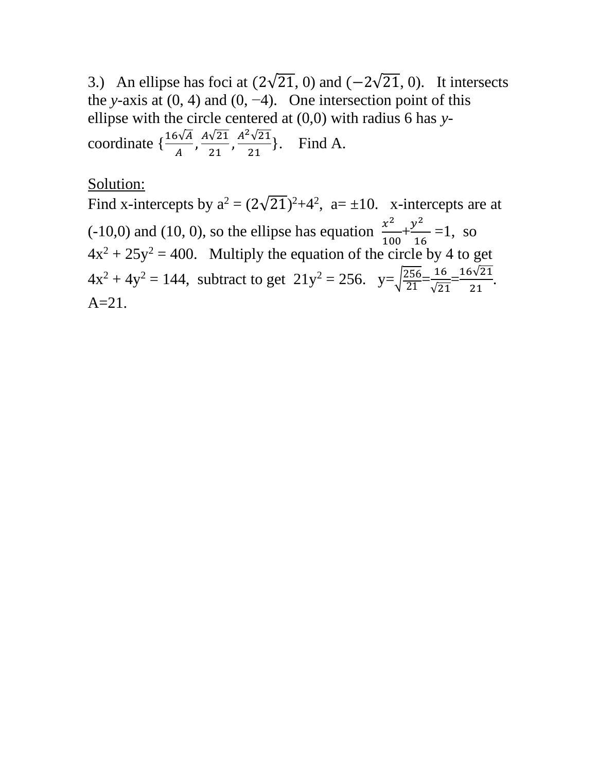3.) An ellipse has foci at $(2\sqrt{21}, 0)$ and $(-2\sqrt{21}, 0)$. It intersects the *y*-axis at (0, 4) and (0, −4). One intersection point of this ellipse with the circle centered at (0,0) with radius 6 has *y*-coordinate $\{\frac{16\sqrt{A}}{A}, \frac{A\sqrt{21}}{21}, \frac{A^2\sqrt{21}}{21}\}$. Find A.

Solution:

Find x-intercepts by $a^2 = (2\sqrt{21})^2+4^2$, $a= \pm 10$. x-intercepts are at (-10,0) and (10, 0), so the ellipse has equation $\frac{x^2}{100}+\frac{y^2}{16} =1$, so $4x^2 + 25y^2 = 400$. Multiply the equation of the circle by 4 to get $4x^2 + 4y^2 = 144$, subtract to get $21y^2 = 256$. $y=\sqrt{\frac{256}{21}}=\frac{16}{\sqrt{21}}=\frac{16\sqrt{21}}{21}$. A=21.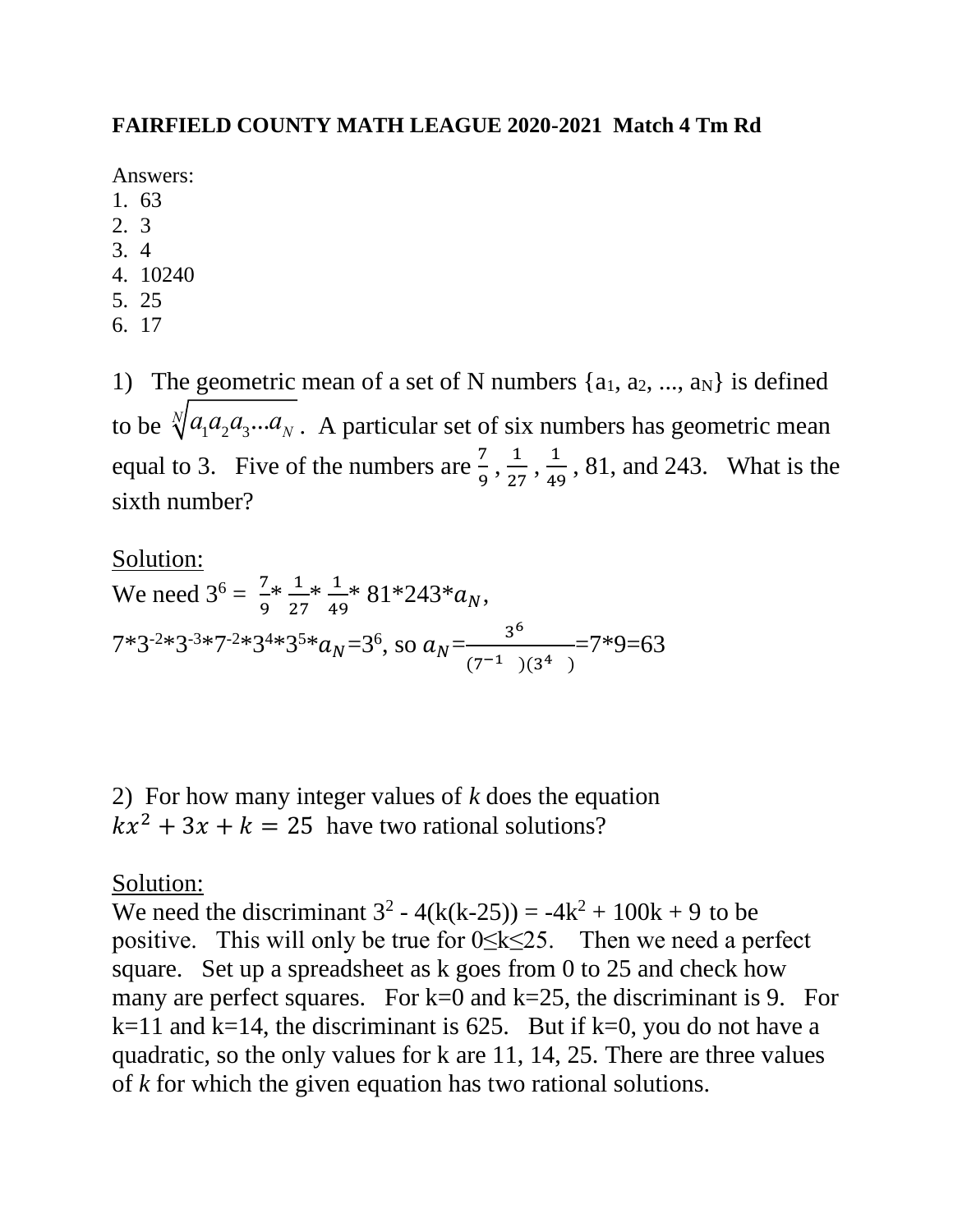**FAIRFIELD COUNTY MATH LEAGUE 2020-2021 Match 4 Tm Rd**

Answers:
1. 63
2. 3
3. 4
4. 10240
5. 25
6. 17

1) The geometric mean of a set of N numbers $\{a_1, a_2, ..., a_N\}$ is defined to be $\sqrt[N]{a_1 a_2 a_3 ... a_N}$. A particular set of six numbers has geometric mean equal to 3. Five of the numbers are $\frac{7}{9}$, $\frac{1}{27}$, $\frac{1}{49}$, 81, and 243. What is the sixth number?

Solution:
We need $3^6 = \frac{7}{9} * \frac{1}{27} * \frac{1}{49} * 81 * 243 * a_N$,
$7 * 3^{-2} * 3^{-3} * 7^{-2} * 3^4 * 3^5 * a_N = 3^6$, so $a_N = \frac{3^6}{(7^{-1}\ \ )(3^4\ \ )} = 7*9 = 63$

2) For how many integer values of *k* does the equation $kx^2 + 3x + k = 25$ have two rational solutions?

Solution:
We need the discriminant $3^2 - 4(k(k-25)) = -4k^2 + 100k + 9$ to be positive. This will only be true for $0 \leq k \leq 25$. Then we need a perfect square. Set up a spreadsheet as k goes from 0 to 25 and check how many are perfect squares. For k=0 and k=25, the discriminant is 9. For k=11 and k=14, the discriminant is 625. But if k=0, you do not have a quadratic, so the only values for k are 11, 14, 25. There are three values of *k* for which the given equation has two rational solutions.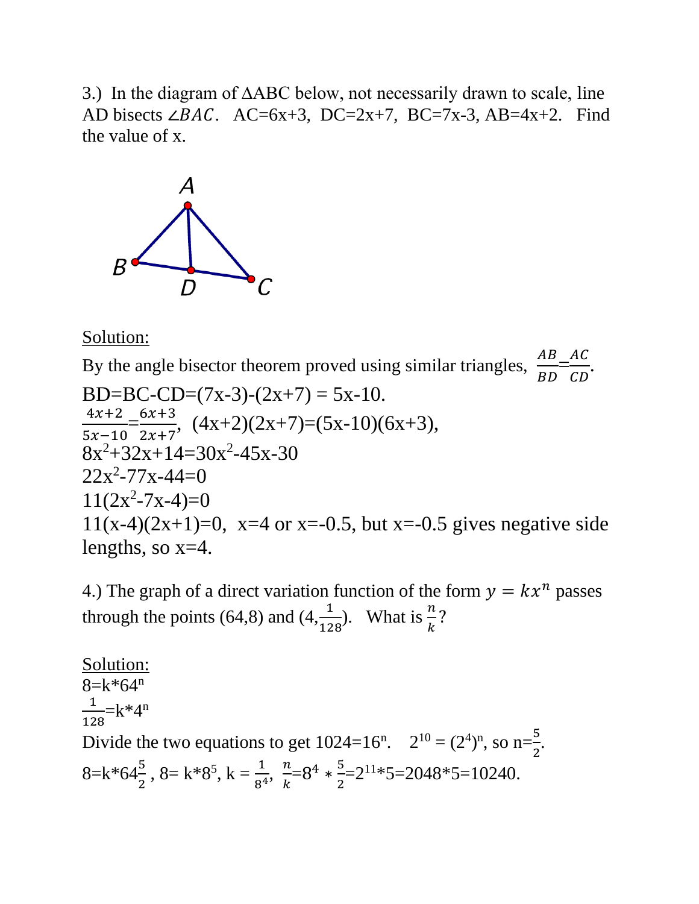3.) In the diagram of $\Delta ABC$ below, not necessarily drawn to scale, line AD bisects $\angle BAC$. AC=6x+3, DC=2x+7, BC=7x-3, AB=4x+2. Find the value of x.

Solution:

By the angle bisector theorem proved using similar triangles, $\frac{AB}{BD}=\frac{AC}{CD}$.

BD=BC-CD=(7x-3)-(2x+7) = 5x-10.

$\frac{4x+2}{5x-10}=\frac{6x+3}{2x+7}$, (4x+2)(2x+7)=(5x-10)(6x+3),

$8x^2+32x+14=30x^2-45x-30$

$22x^2-77x-44=0$

$11(2x^2-7x-4)=0$

11(x-4)(2x+1)=0, x=4 or x=-0.5, but x=-0.5 gives negative side lengths, so x=4.

4.) The graph of a direct variation function of the form $y = kx^n$ passes through the points (64,8) and $(4,\frac{1}{128})$. What is $\frac{n}{k}$?

Solution:

$8=k*64^n$

$\frac{1}{128}=k*4^n$

Divide the two equations to get $1024=16^n$. $2^{10} = (2^4)^n$, so $n=\frac{5}{2}$.

$8=k*64^{\frac{5}{2}}$, $8= k*8^5$, $k = \frac{1}{8^4}$, $\frac{n}{k}=8^4 * \frac{5}{2}=2^{11}*5=2048*5=10240$.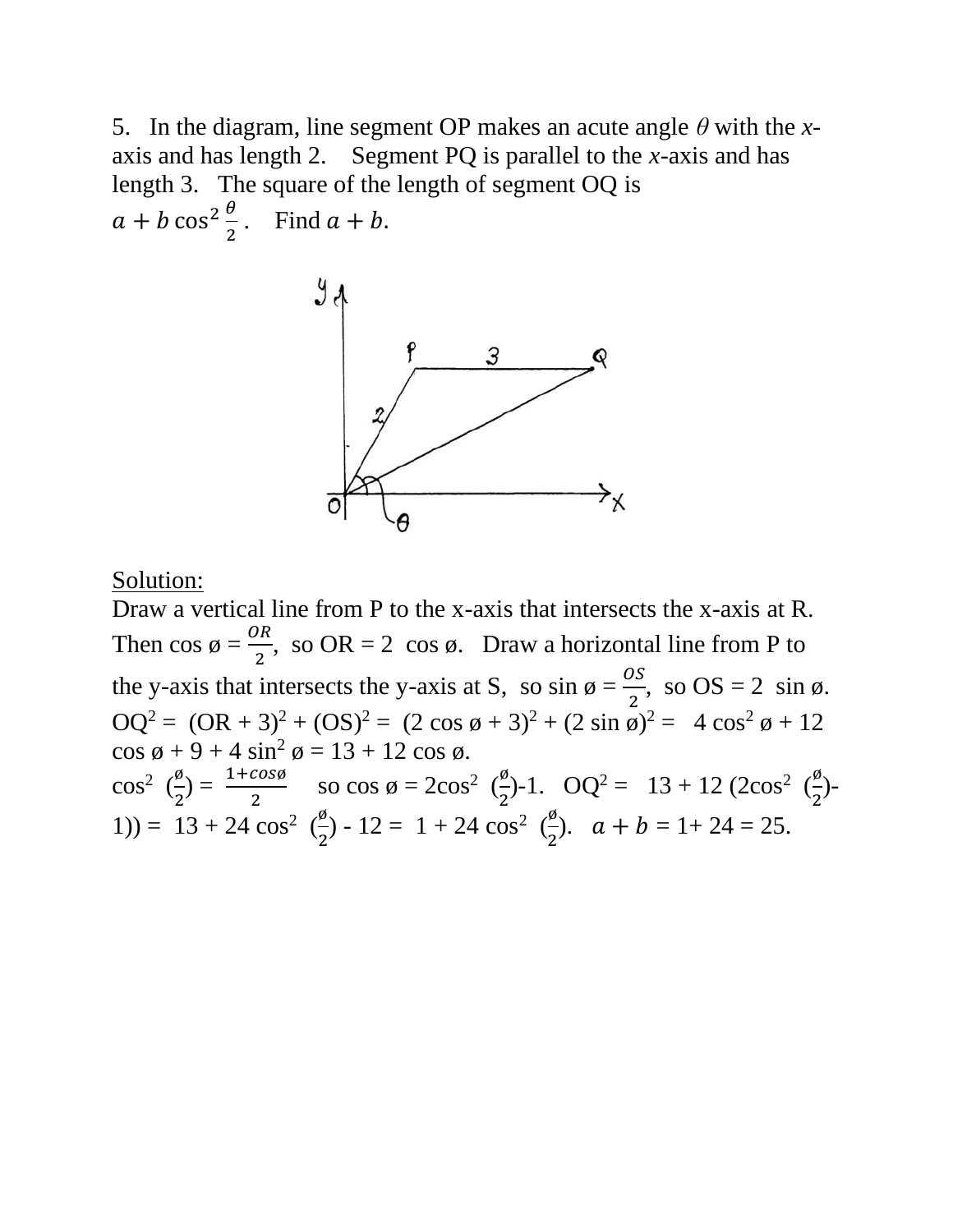5. In the diagram, line segment OP makes an acute angle $\theta$ with the $x$-axis and has length 2. Segment PQ is parallel to the $x$-axis and has length 3. The square of the length of segment OQ is $a + b\cos^2\frac{\theta}{2}$. Find $a + b$.

Solution:

Draw a vertical line from P to the x-axis that intersects the x-axis at R. Then $\cos ø = \frac{OR}{2}$, so OR = 2 cos ø. Draw a horizontal line from P to the y-axis that intersects the y-axis at S, so $\sin ø = \frac{OS}{2}$, so OS = 2 sin ø.

$OQ^2 = (OR + 3)^2 + (OS)^2 = (2\cos ø + 3)^2 + (2\sin ø)^2 = 4\cos^2 ø + 12\cos ø + 9 + 4\sin^2 ø = 13 + 12\cos ø$.

$\cos^2\left(\frac{ø}{2}\right) = \frac{1+\cos ø}{2}$ so $\cos ø = 2\cos^2\left(\frac{ø}{2}\right) - 1$. $OQ^2 = 13 + 12\left(2\cos^2\left(\frac{ø}{2}\right) - 1\right) = 13 + 24\cos^2\left(\frac{ø}{2}\right) - 12 = 1 + 24\cos^2\left(\frac{ø}{2}\right)$. $a + b = 1 + 24 = 25$.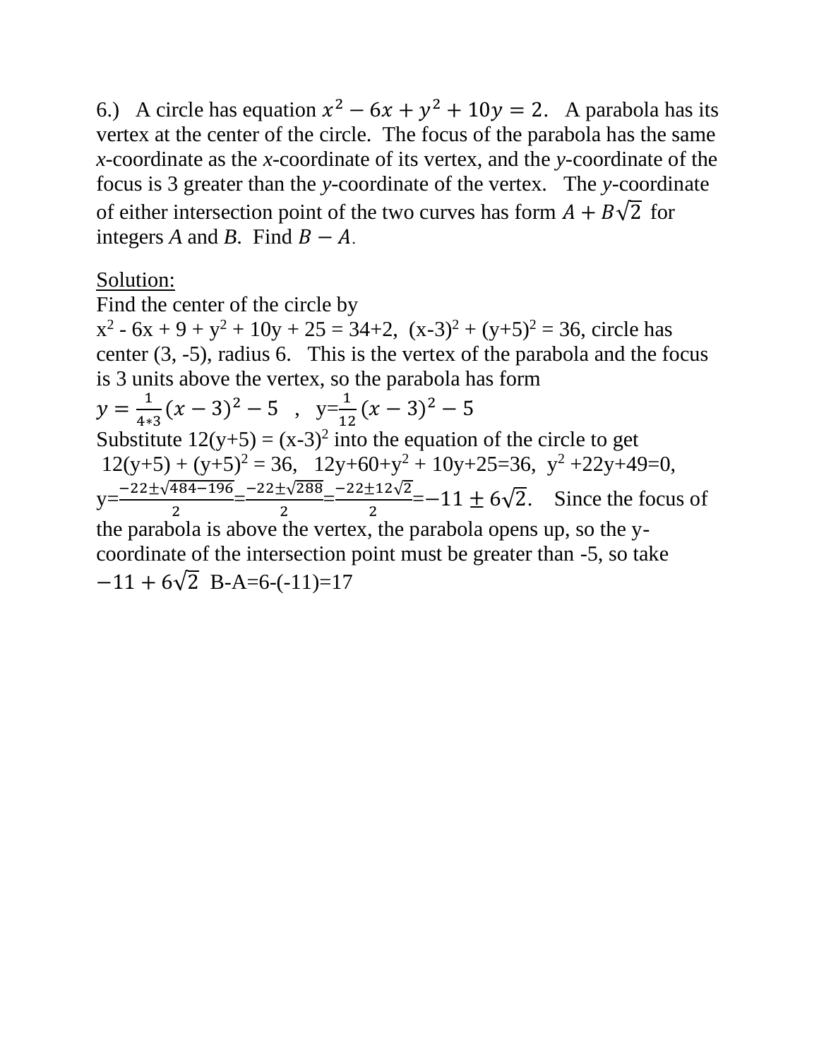6.) A circle has equation $x^2 - 6x + y^2 + 10y = 2$. A parabola has its vertex at the center of the circle. The focus of the parabola has the same *x*-coordinate as the *x*-coordinate of its vertex, and the *y*-coordinate of the focus is 3 greater than the *y*-coordinate of the vertex. The *y*-coordinate of either intersection point of the two curves has form $A + B\sqrt{2}$ for integers *A* and *B*. Find $B - A$.

Solution:

Find the center of the circle by

$x^2 - 6x + 9 + y^2 + 10y + 25 = 34+2$, $(x-3)^2 + (y+5)^2 = 36$, circle has center (3, -5), radius 6. This is the vertex of the parabola and the focus is 3 units above the vertex, so the parabola has form

$y = \frac{1}{4*3}(x-3)^2 - 5$ , $y=\frac{1}{12}(x-3)^2 - 5$

Substitute $12(y+5) = (x-3)^2$ into the equation of the circle to get

$12(y+5) + (y+5)^2 = 36$, $12y+60+y^2 + 10y+25=36$, $y^2 +22y+49=0$,

$y=\frac{-22\pm\sqrt{484-196}}{2}=\frac{-22\pm\sqrt{288}}{2}=\frac{-22\pm12\sqrt{2}}{2}=-11 \pm 6\sqrt{2}$. Since the focus of the parabola is above the vertex, the parabola opens up, so the y-coordinate of the intersection point must be greater than -5, so take

$-11 + 6\sqrt{2}$ B-A=6-(-11)=17